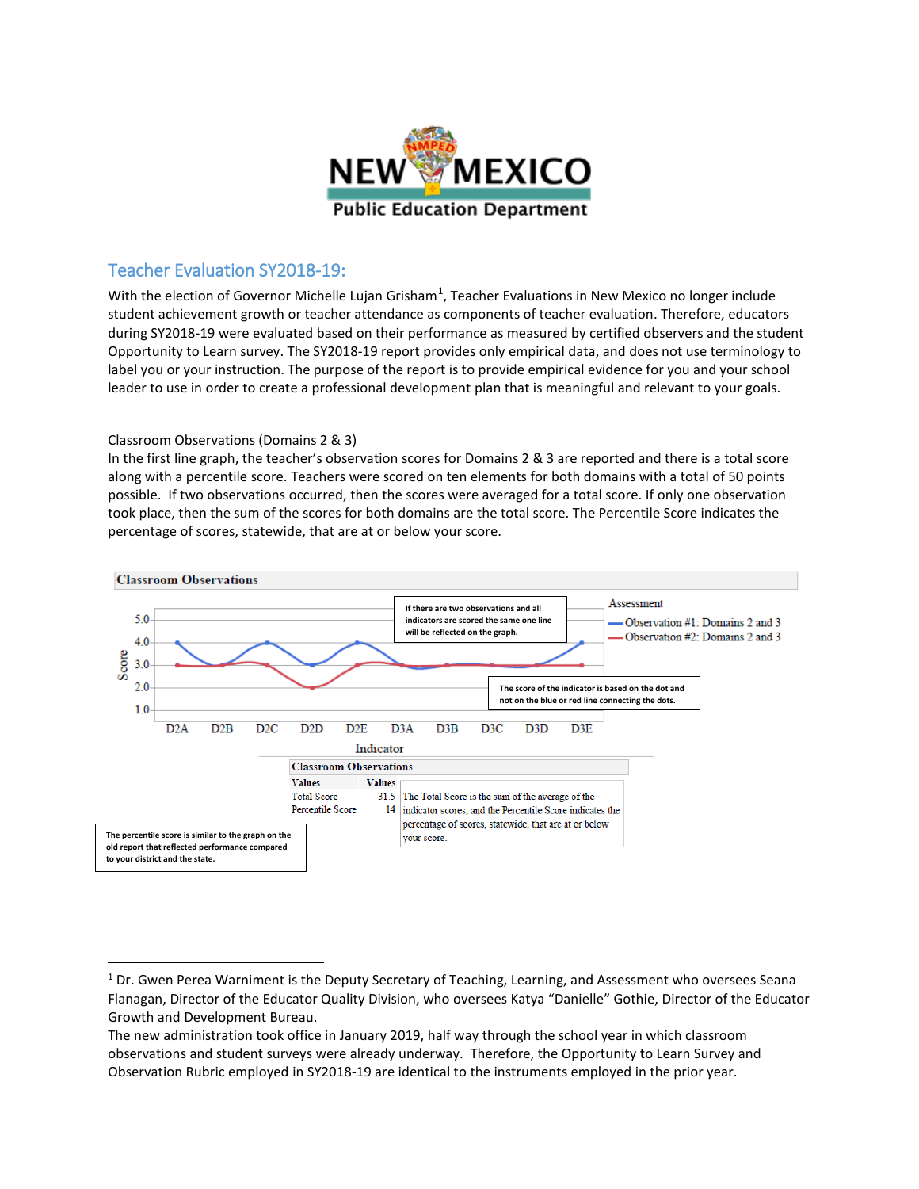# Teacher Evaluation SY2018-19:

With the election of Governor Michelle Lujan Grisham[1], Teacher Evaluations in New Mexico no longer include student achievement growth or teacher attendance as components of teacher evaluation. Therefore, educators during SY2018-19 were evaluated based on their performance as measured by certified observers and the student Opportunity to Learn survey. The SY2018-19 report provides only empirical data, and does not use terminology to label you or your instruction. The purpose of the report is to provide empirical evidence for you and your school leader to use in order to create a professional development plan that is meaningful and relevant to your goals.

Classroom Observations (Domains 2 & 3)

In the first line graph, the teacher's observation scores for Domains 2 & 3 are reported and there is a total score along with a percentile score. Teachers were scored on ten elements for both domains with a total of 50 points possible. If two observations occurred, then the scores were averaged for a total score. If only one observation took place, then the sum of the scores for both domains are the total score. The Percentile Score indicates the percentage of scores, statewide, that are at or below your score.

**Classroom Observations**

If there are two observations and all indicators are scored the same one line will be reflected on the graph.

The score of the indicator is based on the dot and not on the blue or red line connecting the dots.

| Indicator | Observation #1: Domains 2 and 3 | Observation #2: Domains 2 and 3 |
|---|---|---|
| D2A | 4.0 | 3.0 |
| D2B | 3.0 | 3.0 |
| D2C | 4.0 | 3.0 |
| D2D | 3.0 | 2.0 |
| D2E | 4.0 | 3.0 |
| D3A | 3.0 | 3.0 |
| D3B | 3.0 | 3.0 |
| D3C | 3.0 | 3.0 |
| D3D | 3.0 | 3.0 |
| D3E | 4.0 | 3.0 |

**Classroom Observations**

| Values | Values |
|---|---|
| Total Score | 31.5 |
| Percentile Score | 14 |

The Total Score is the sum of the average of the indicator scores, and the Percentile Score indicates the percentage of scores, statewide, that are at or below your score.

The percentile score is similar to the graph on the old report that reflected performance compared to your district and the state.

---

[1] Dr. Gwen Perea Warniment is the Deputy Secretary of Teaching, Learning, and Assessment who oversees Seana Flanagan, Director of the Educator Quality Division, who oversees Katya "Danielle" Gothie, Director of the Educator Growth and Development Bureau.

The new administration took office in January 2019, half way through the school year in which classroom observations and student surveys were already underway. Therefore, the Opportunity to Learn Survey and Observation Rubric employed in SY2018-19 are identical to the instruments employed in the prior year.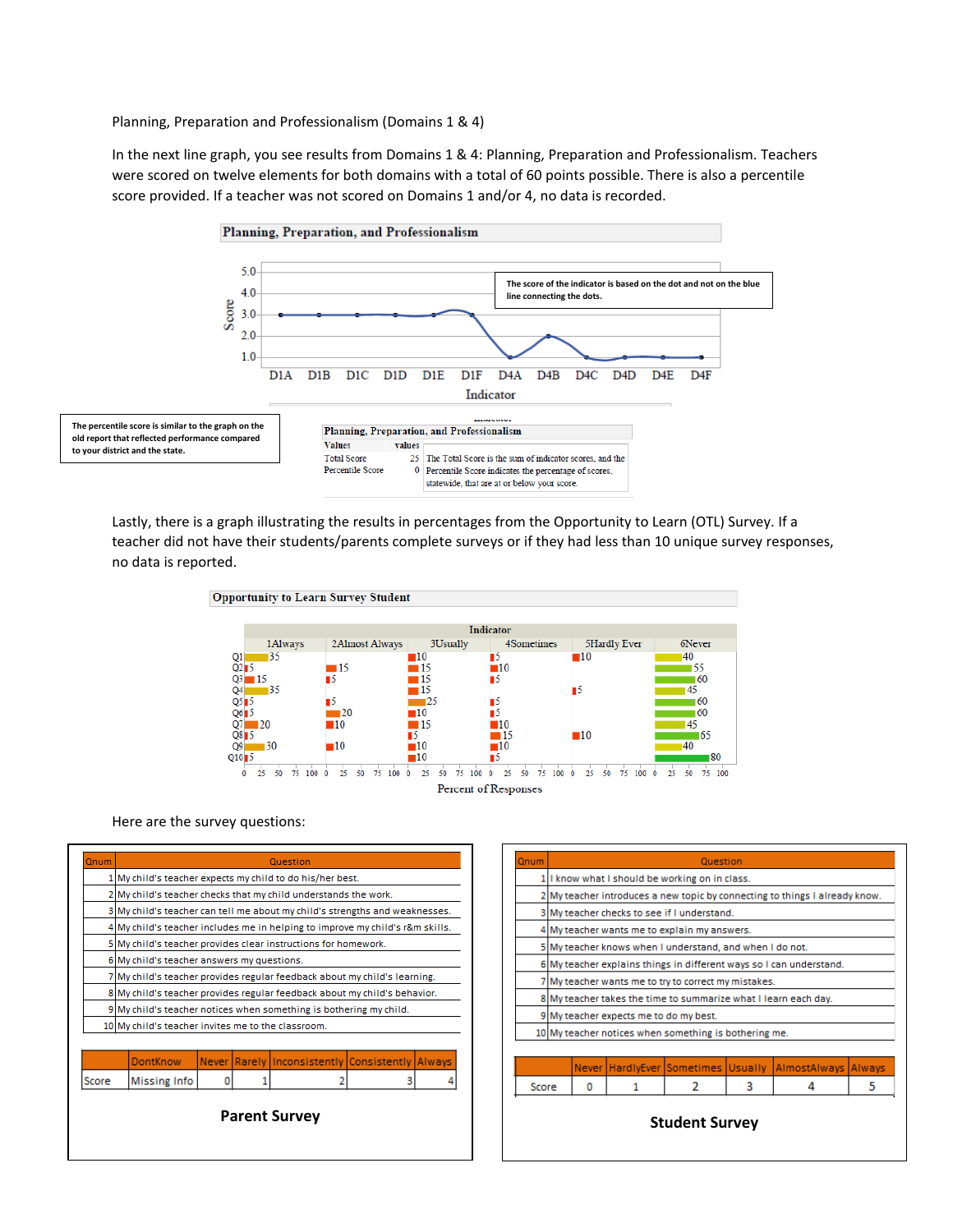Planning, Preparation and Professionalism (Domains 1 & 4)

In the next line graph, you see results from Domains 1 & 4: Planning, Preparation and Professionalism. Teachers were scored on twelve elements for both domains with a total of 60 points possible. There is also a percentile score provided. If a teacher was not scored on Domains 1 and/or 4, no data is recorded.

Planning, Preparation, and Professionalism

Score

5.0
4.0
3.0
2.0
1.0

D1A D1B D1C D1D D1E D1F D4A D4B D4C D4D D4E D4F

Indicator

The score of the indicator is based on the dot and not on the blue line connecting the dots.

The percentile score is similar to the graph on the old report that reflected performance compared to your district and the state.

Planning, Preparation, and Professionalism

| Values | values | |
|---|---|---|
| Total Score | 25 | The Total Score is the sum of indicator scores, and the Percentile Score indicates the percentage of scores, statewide, that are at or below your score. |
| Percentile Score | 0 | |

Lastly, there is a graph illustrating the results in percentages from the Opportunity to Learn (OTL) Survey. If a teacher did not have their students/parents complete surveys or if they had less than 10 unique survey responses, no data is reported.

Opportunity to Learn Survey Student

Indicator

1Always 2Almost Always 3Usually 4Sometimes 5Hardly Ever 6Never

Q1 Q2 Q3 Q4 Q5 Q6 Q7 Q8 Q9 Q10

35 5 15 35 5 5 20 5 30 5

15 5 5 20 10 10

10 15 15 15 25 10 15 5 10 10

5 10 5 5 5 10 15 10 5

10 5 10

40 55 60 45 60 60 45 65 40 80

0 25 50 75 100

Percent of Responses

Here are the survey questions:

| Qnum | Question |
|---|---|
| 1 | My child's teacher expects my child to do his/her best. |
| 2 | My child's teacher checks that my child understands the work. |
| 3 | My child's teacher can tell me about my child's strengths and weaknesses. |
| 4 | My child's teacher includes me in helping to improve my child's r&m skills. |
| 5 | My child's teacher provides clear instructions for homework. |
| 6 | My child's teacher answers my questions. |
| 7 | My child's teacher provides regular feedback about my child's learning. |
| 8 | My child's teacher provides regular feedback about my child's behavior. |
| 9 | My child's teacher notices when something is bothering my child. |
| 10 | My child's teacher invites me to the classroom. |

| | DontKnow | Never | Rarely | Inconsistently | Consistently | Always |
|---|---|---|---|---|---|---|
| Score | Missing Info | 0 | 1 | 2 | 3 | 4 |

**Parent Survey**

| Qnum | Question |
|---|---|
| 1 | I know what I should be working on in class. |
| 2 | My teacher introduces a new topic by connecting to things I already know. |
| 3 | My teacher checks to see if I understand. |
| 4 | My teacher wants me to explain my answers. |
| 5 | My teacher knows when I understand, and when I do not. |
| 6 | My teacher explains things in different ways so I can understand. |
| 7 | My teacher wants me to try to correct my mistakes. |
| 8 | My teacher takes the time to summarize what I learn each day. |
| 9 | My teacher expects me to do my best. |
| 10 | My teacher notices when something is bothering me. |

| | Never | HardlyEver | Sometimes | Usually | AlmostAlways | Always |
|---|---|---|---|---|---|---|
| Score | 0 | 1 | 2 | 3 | 4 | 5 |

**Student Survey**